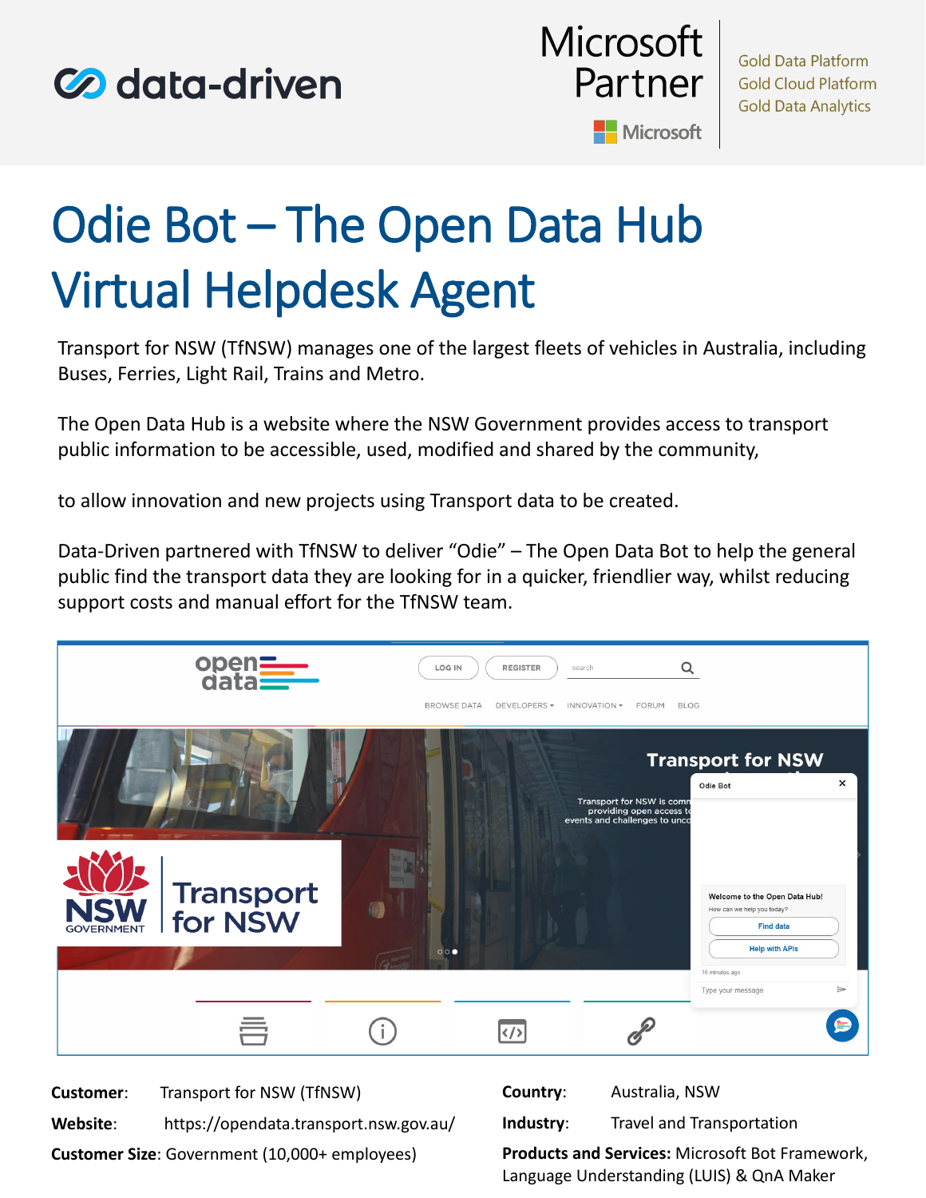data-driven

Microsoft Partner

Microsoft

Gold Data Platform
Gold Cloud Platform
Gold Data Analytics

# Odie Bot – The Open Data Hub Virtual Helpdesk Agent

Transport for NSW (TfNSW) manages one of the largest fleets of vehicles in Australia, including Buses, Ferries, Light Rail, Trains and Metro.

The Open Data Hub is a website where the NSW Government provides access to transport public information to be accessible, used, modified and shared by the community,

to allow innovation and new projects using Transport data to be created.

Data-Driven partnered with TfNSW to deliver "Odie" – The Open Data Bot to help the general public find the transport data they are looking for in a quicker, friendlier way, whilst reducing support costs and manual effort for the TfNSW team.

**Customer**: Transport for NSW (TfNSW)

**Website**: https://opendata.transport.nsw.gov.au/

**Customer Size**: Government (10,000+ employees)

**Country**: Australia, NSW

**Industry**: Travel and Transportation

**Products and Services:** Microsoft Bot Framework, Language Understanding (LUIS) & QnA Maker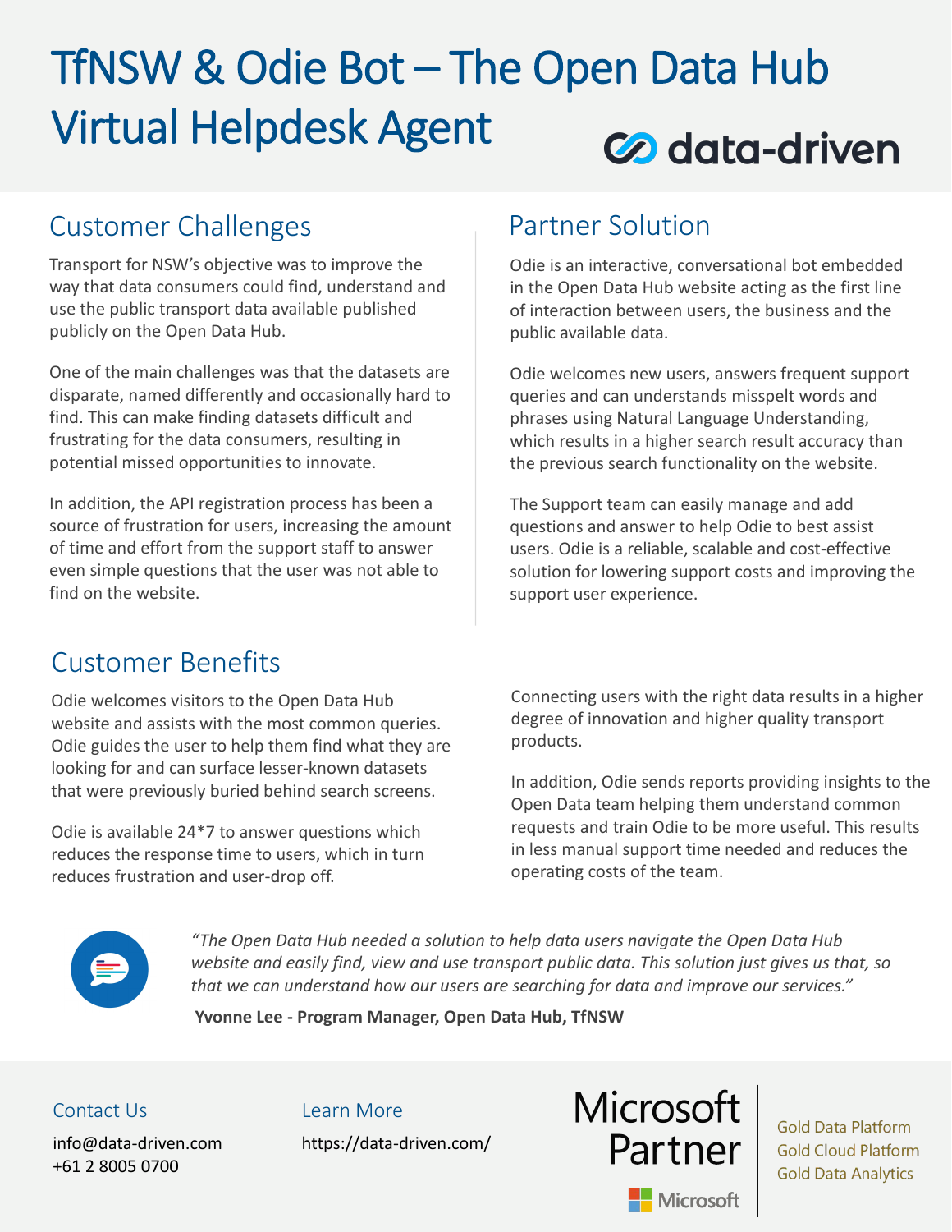# TfNSW & Odie Bot – The Open Data Hub Virtual Helpdesk Agent

data-driven

## Customer Challenges

Transport for NSW's objective was to improve the way that data consumers could find, understand and use the public transport data available published publicly on the Open Data Hub.

One of the main challenges was that the datasets are disparate, named differently and occasionally hard to find. This can make finding datasets difficult and frustrating for the data consumers, resulting in potential missed opportunities to innovate.

In addition, the API registration process has been a source of frustration for users, increasing the amount of time and effort from the support staff to answer even simple questions that the user was not able to find on the website.

## Partner Solution

Odie is an interactive, conversational bot embedded in the Open Data Hub website acting as the first line of interaction between users, the business and the public available data.

Odie welcomes new users, answers frequent support queries and can understands misspelt words and phrases using Natural Language Understanding, which results in a higher search result accuracy than the previous search functionality on the website.

The Support team can easily manage and add questions and answer to help Odie to best assist users. Odie is a reliable, scalable and cost-effective solution for lowering support costs and improving the support user experience.

## Customer Benefits

Odie welcomes visitors to the Open Data Hub website and assists with the most common queries. Odie guides the user to help them find what they are looking for and can surface lesser-known datasets that were previously buried behind search screens.

Odie is available 24*7 to answer questions which reduces the response time to users, which in turn reduces frustration and user-drop off.

Connecting users with the right data results in a higher degree of innovation and higher quality transport products.

In addition, Odie sends reports providing insights to the Open Data team helping them understand common requests and train Odie to be more useful. This results in less manual support time needed and reduces the operating costs of the team.

*"The Open Data Hub needed a solution to help data users navigate the Open Data Hub website and easily find, view and use transport public data. This solution just gives us that, so that we can understand how our users are searching for data and improve our services."*

**Yvonne Lee - Program Manager, Open Data Hub, TfNSW**

### Contact Us

info@data-driven.com
+61 2 8005 0700

### Learn More

https://data-driven.com/

Microsoft Partner

Microsoft

Gold Data Platform
Gold Cloud Platform
Gold Data Analytics